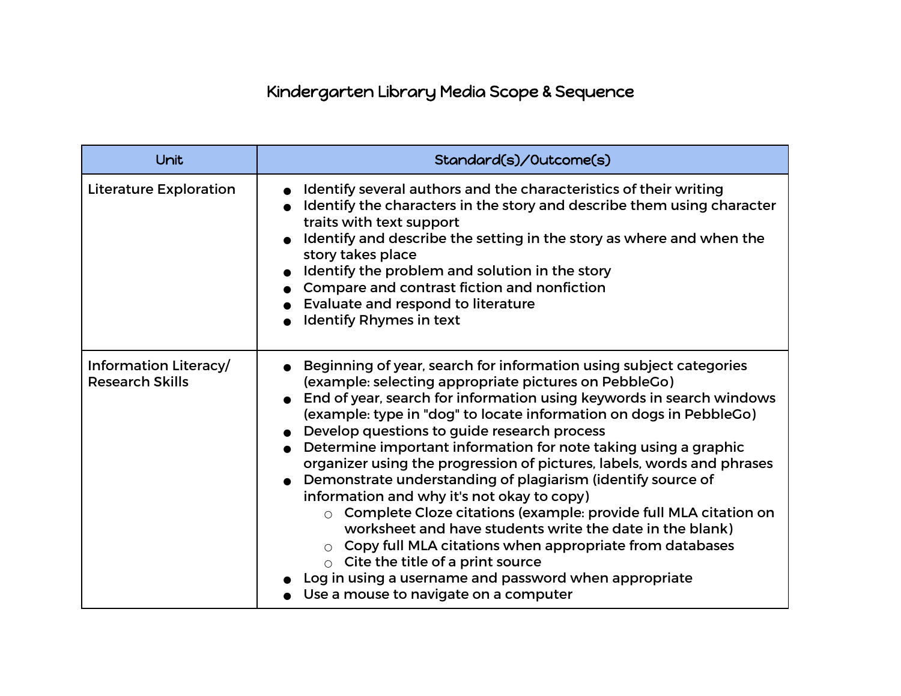# Kindergarten Library Media Scope & Sequence

| Unit | Standard(s)/Outcome(s) |
|---|---|
| Literature Exploration | ● Identify several authors and the characteristics of their writing<br>● Identify the characters in the story and describe them using character traits with text support<br>● Identify and describe the setting in the story as where and when the story takes place<br>● Identify the problem and solution in the story<br>● Compare and contrast fiction and nonfiction<br>● Evaluate and respond to literature<br>● Identify Rhymes in text |
| Information Literacy/ Research Skills | ● Beginning of year, search for information using subject categories (example: selecting appropriate pictures on PebbleGo)<br>● End of year, search for information using keywords in search windows (example: type in "dog" to locate information on dogs in PebbleGo)<br>● Develop questions to guide research process<br>● Determine important information for note taking using a graphic organizer using the progression of pictures, labels, words and phrases<br>● Demonstrate understanding of plagiarism (identify source of information and why it's not okay to copy)<br>&nbsp;&nbsp;&nbsp;&nbsp;○ Complete Cloze citations (example: provide full MLA citation on worksheet and have students write the date in the blank)<br>&nbsp;&nbsp;&nbsp;&nbsp;○ Copy full MLA citations when appropriate from databases<br>&nbsp;&nbsp;&nbsp;&nbsp;○ Cite the title of a print source<br>● Log in using a username and password when appropriate<br>● Use a mouse to navigate on a computer |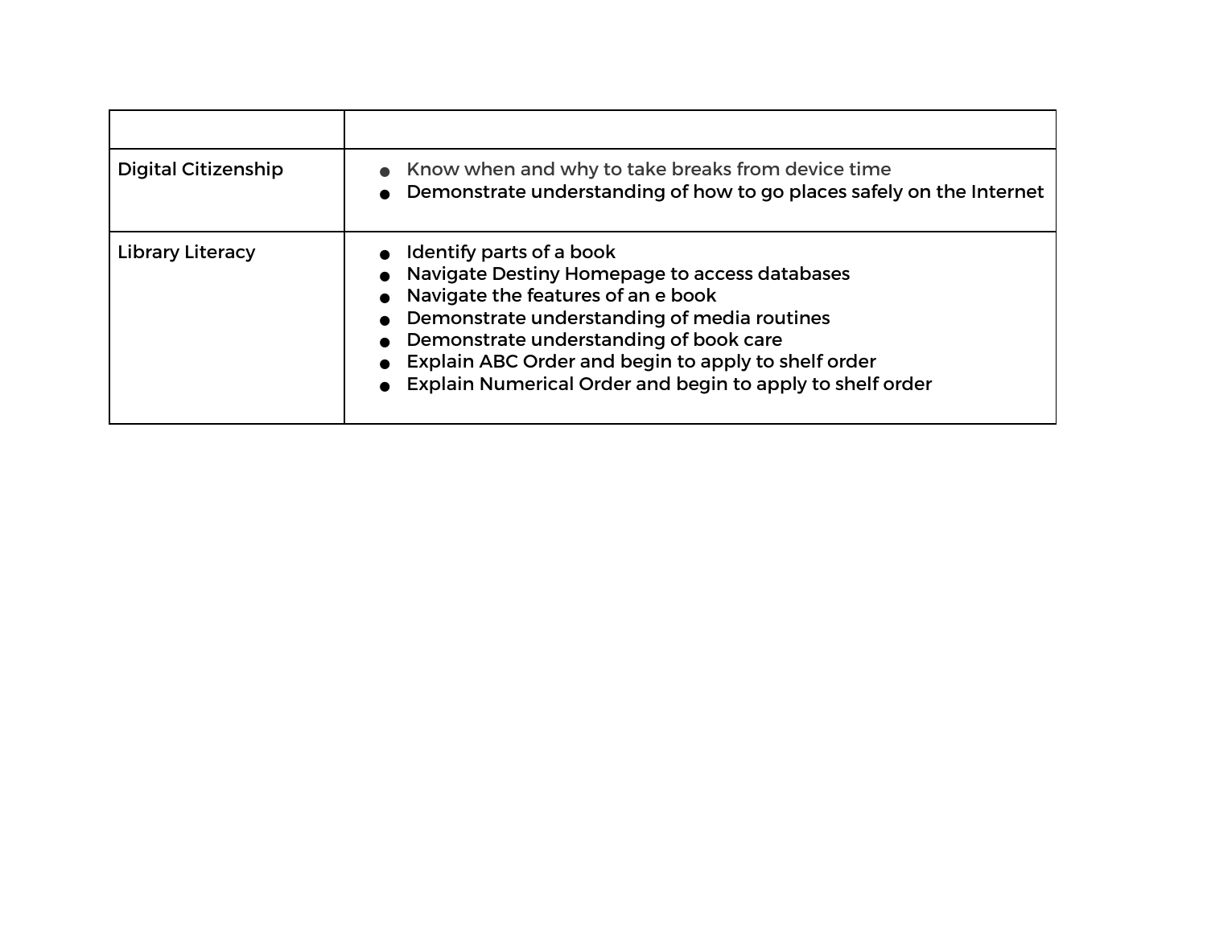| | |
|---|---|
| Digital Citizenship | <ul><li>Know when and why to take breaks from device time</li><li>Demonstrate understanding of how to go places safely on the Internet</li></ul> |
| Library Literacy | <ul><li>Identify parts of a book</li><li>Navigate Destiny Homepage to access databases</li><li>Navigate the features of an e book</li><li>Demonstrate understanding of media routines</li><li>Demonstrate understanding of book care</li><li>Explain ABC Order and begin to apply to shelf order</li><li>Explain Numerical Order and begin to apply to shelf order</li></ul> |